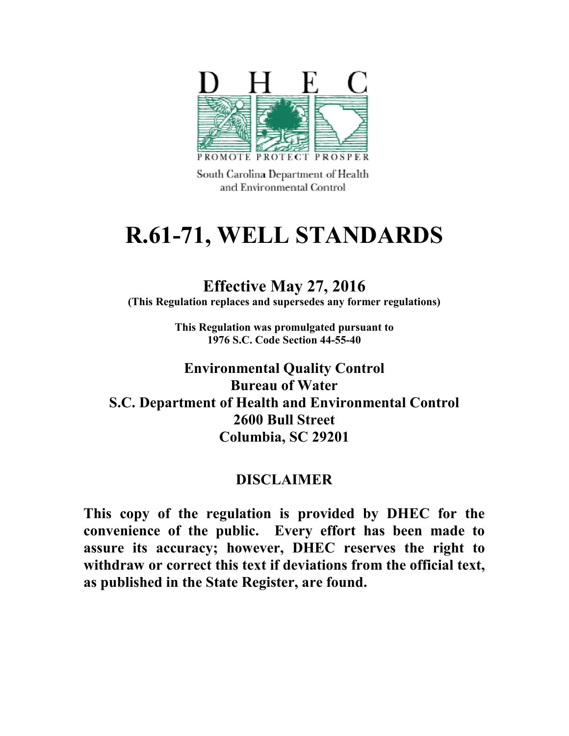D H E C

PROMOTE PROTECT PROSPER

South Carolina Department of Health and Environmental Control

# R.61-71, WELL STANDARDS

## Effective May 27, 2016

**(This Regulation replaces and supersedes any former regulations)**

**This Regulation was promulgated pursuant to 1976 S.C. Code Section 44-55-40**

**Environmental Quality Control**
**Bureau of Water**
**S.C. Department of Health and Environmental Control**
**2600 Bull Street**
**Columbia, SC 29201**

## DISCLAIMER

**This copy of the regulation is provided by DHEC for the convenience of the public. Every effort has been made to assure its accuracy; however, DHEC reserves the right to withdraw or correct this text if deviations from the official text, as published in the State Register, are found.**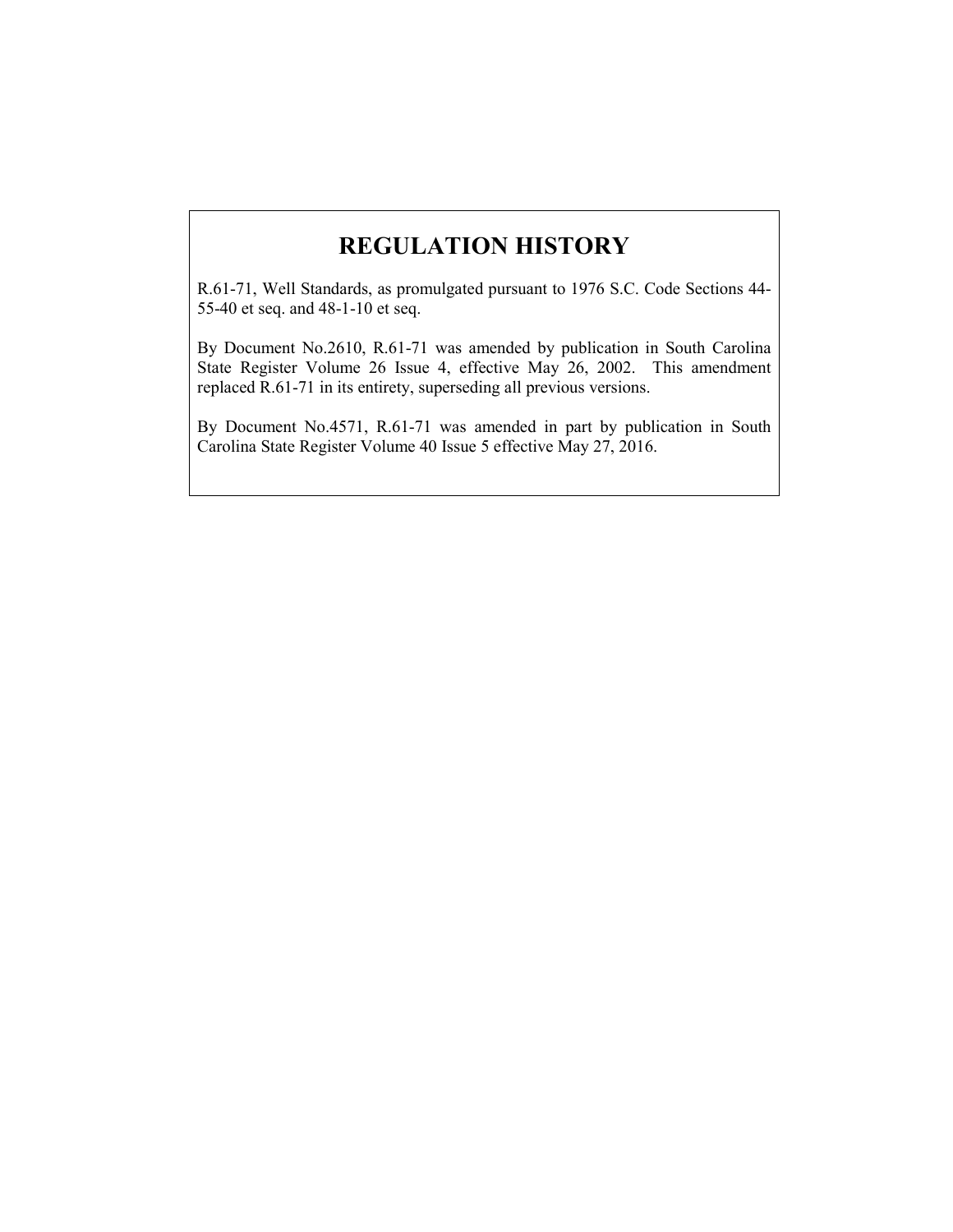# REGULATION HISTORY

R.61-71, Well Standards, as promulgated pursuant to 1976 S.C. Code Sections 44-55-40 et seq. and 48-1-10 et seq.

By Document No.2610, R.61-71 was amended by publication in South Carolina State Register Volume 26 Issue 4, effective May 26, 2002. This amendment replaced R.61-71 in its entirety, superseding all previous versions.

By Document No.4571, R.61-71 was amended in part by publication in South Carolina State Register Volume 40 Issue 5 effective May 27, 2016.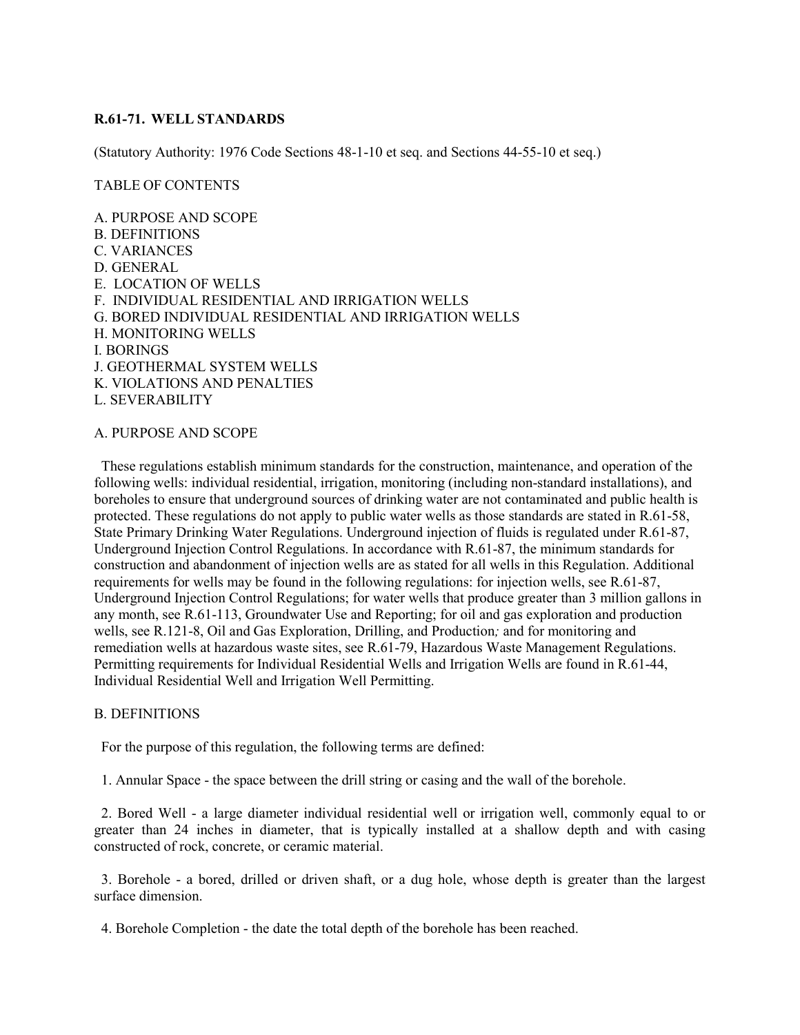**R.61-71. WELL STANDARDS**

(Statutory Authority: 1976 Code Sections 48-1-10 et seq. and Sections 44-55-10 et seq.)

TABLE OF CONTENTS

A. PURPOSE AND SCOPE
B. DEFINITIONS
C. VARIANCES
D. GENERAL
E. LOCATION OF WELLS
F. INDIVIDUAL RESIDENTIAL AND IRRIGATION WELLS
G. BORED INDIVIDUAL RESIDENTIAL AND IRRIGATION WELLS
H. MONITORING WELLS
I. BORINGS
J. GEOTHERMAL SYSTEM WELLS
K. VIOLATIONS AND PENALTIES
L. SEVERABILITY

A. PURPOSE AND SCOPE

These regulations establish minimum standards for the construction, maintenance, and operation of the following wells: individual residential, irrigation, monitoring (including non-standard installations), and boreholes to ensure that underground sources of drinking water are not contaminated and public health is protected. These regulations do not apply to public water wells as those standards are stated in R.61-58, State Primary Drinking Water Regulations. Underground injection of fluids is regulated under R.61-87, Underground Injection Control Regulations. In accordance with R.61-87, the minimum standards for construction and abandonment of injection wells are as stated for all wells in this Regulation. Additional requirements for wells may be found in the following regulations: for injection wells, see R.61-87, Underground Injection Control Regulations; for water wells that produce greater than 3 million gallons in any month, see R.61-113, Groundwater Use and Reporting; for oil and gas exploration and production wells, see R.121-8, Oil and Gas Exploration, Drilling, and Production*;* and for monitoring and remediation wells at hazardous waste sites, see R.61-79, Hazardous Waste Management Regulations. Permitting requirements for Individual Residential Wells and Irrigation Wells are found in R.61-44, Individual Residential Well and Irrigation Well Permitting.

B. DEFINITIONS

For the purpose of this regulation, the following terms are defined:

1. Annular Space - the space between the drill string or casing and the wall of the borehole.

2. Bored Well - a large diameter individual residential well or irrigation well, commonly equal to or greater than 24 inches in diameter, that is typically installed at a shallow depth and with casing constructed of rock, concrete, or ceramic material.

3. Borehole - a bored, drilled or driven shaft, or a dug hole, whose depth is greater than the largest surface dimension.

4. Borehole Completion - the date the total depth of the borehole has been reached.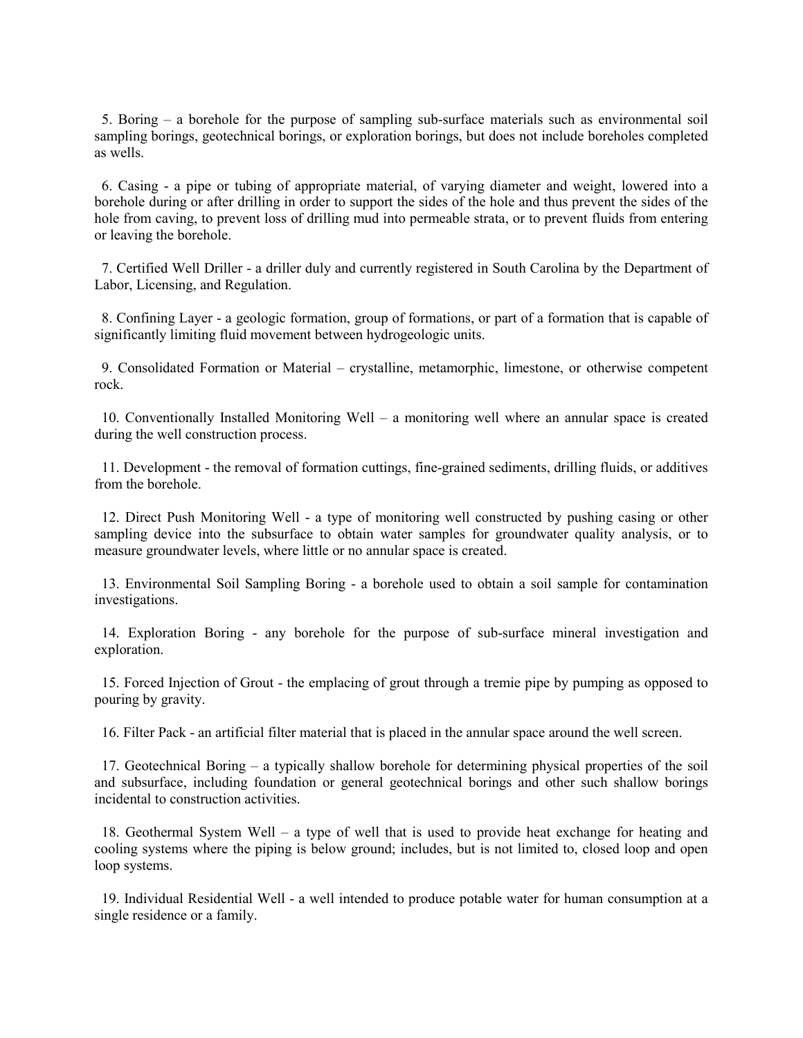5. Boring – a borehole for the purpose of sampling sub-surface materials such as environmental soil sampling borings, geotechnical borings, or exploration borings, but does not include boreholes completed as wells.

6. Casing - a pipe or tubing of appropriate material, of varying diameter and weight, lowered into a borehole during or after drilling in order to support the sides of the hole and thus prevent the sides of the hole from caving, to prevent loss of drilling mud into permeable strata, or to prevent fluids from entering or leaving the borehole.

7. Certified Well Driller - a driller duly and currently registered in South Carolina by the Department of Labor, Licensing, and Regulation.

8. Confining Layer - a geologic formation, group of formations, or part of a formation that is capable of significantly limiting fluid movement between hydrogeologic units.

9. Consolidated Formation or Material – crystalline, metamorphic, limestone, or otherwise competent rock.

10. Conventionally Installed Monitoring Well – a monitoring well where an annular space is created during the well construction process.

11. Development - the removal of formation cuttings, fine-grained sediments, drilling fluids, or additives from the borehole.

12. Direct Push Monitoring Well - a type of monitoring well constructed by pushing casing or other sampling device into the subsurface to obtain water samples for groundwater quality analysis, or to measure groundwater levels, where little or no annular space is created.

13. Environmental Soil Sampling Boring - a borehole used to obtain a soil sample for contamination investigations.

14. Exploration Boring - any borehole for the purpose of sub-surface mineral investigation and exploration.

15. Forced Injection of Grout - the emplacing of grout through a tremie pipe by pumping as opposed to pouring by gravity.

16. Filter Pack - an artificial filter material that is placed in the annular space around the well screen.

17. Geotechnical Boring – a typically shallow borehole for determining physical properties of the soil and subsurface, including foundation or general geotechnical borings and other such shallow borings incidental to construction activities.

18. Geothermal System Well – a type of well that is used to provide heat exchange for heating and cooling systems where the piping is below ground; includes, but is not limited to, closed loop and open loop systems.

19. Individual Residential Well - a well intended to produce potable water for human consumption at a single residence or a family.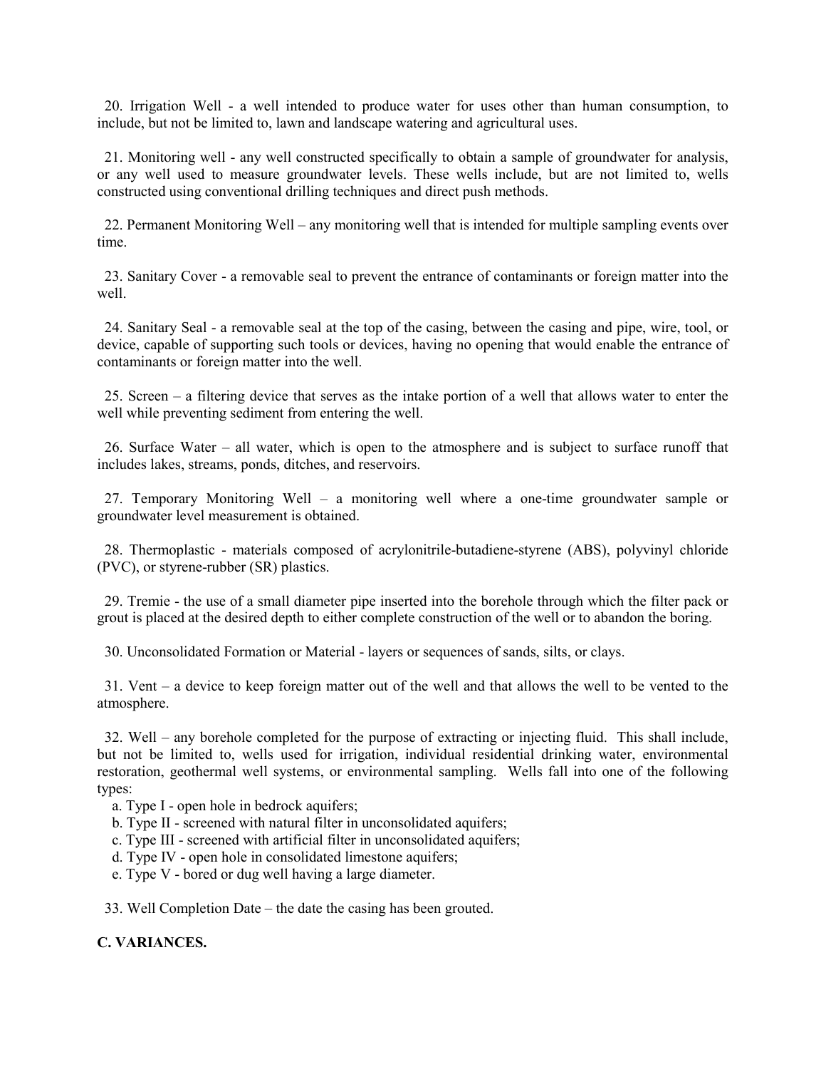20. Irrigation Well - a well intended to produce water for uses other than human consumption, to include, but not be limited to, lawn and landscape watering and agricultural uses.

21. Monitoring well - any well constructed specifically to obtain a sample of groundwater for analysis, or any well used to measure groundwater levels. These wells include, but are not limited to, wells constructed using conventional drilling techniques and direct push methods.

22. Permanent Monitoring Well – any monitoring well that is intended for multiple sampling events over time.

23. Sanitary Cover - a removable seal to prevent the entrance of contaminants or foreign matter into the well.

24. Sanitary Seal - a removable seal at the top of the casing, between the casing and pipe, wire, tool, or device, capable of supporting such tools or devices, having no opening that would enable the entrance of contaminants or foreign matter into the well.

25. Screen – a filtering device that serves as the intake portion of a well that allows water to enter the well while preventing sediment from entering the well.

26. Surface Water – all water, which is open to the atmosphere and is subject to surface runoff that includes lakes, streams, ponds, ditches, and reservoirs.

27. Temporary Monitoring Well – a monitoring well where a one-time groundwater sample or groundwater level measurement is obtained.

28. Thermoplastic - materials composed of acrylonitrile-butadiene-styrene (ABS), polyvinyl chloride (PVC), or styrene-rubber (SR) plastics.

29. Tremie - the use of a small diameter pipe inserted into the borehole through which the filter pack or grout is placed at the desired depth to either complete construction of the well or to abandon the boring.

30. Unconsolidated Formation or Material - layers or sequences of sands, silts, or clays.

31. Vent – a device to keep foreign matter out of the well and that allows the well to be vented to the atmosphere.

32. Well – any borehole completed for the purpose of extracting or injecting fluid. This shall include, but not be limited to, wells used for irrigation, individual residential drinking water, environmental restoration, geothermal well systems, or environmental sampling. Wells fall into one of the following types:

a. Type I - open hole in bedrock aquifers;
b. Type II - screened with natural filter in unconsolidated aquifers;
c. Type III - screened with artificial filter in unconsolidated aquifers;
d. Type IV - open hole in consolidated limestone aquifers;
e. Type V - bored or dug well having a large diameter.

33. Well Completion Date – the date the casing has been grouted.

**C. VARIANCES.**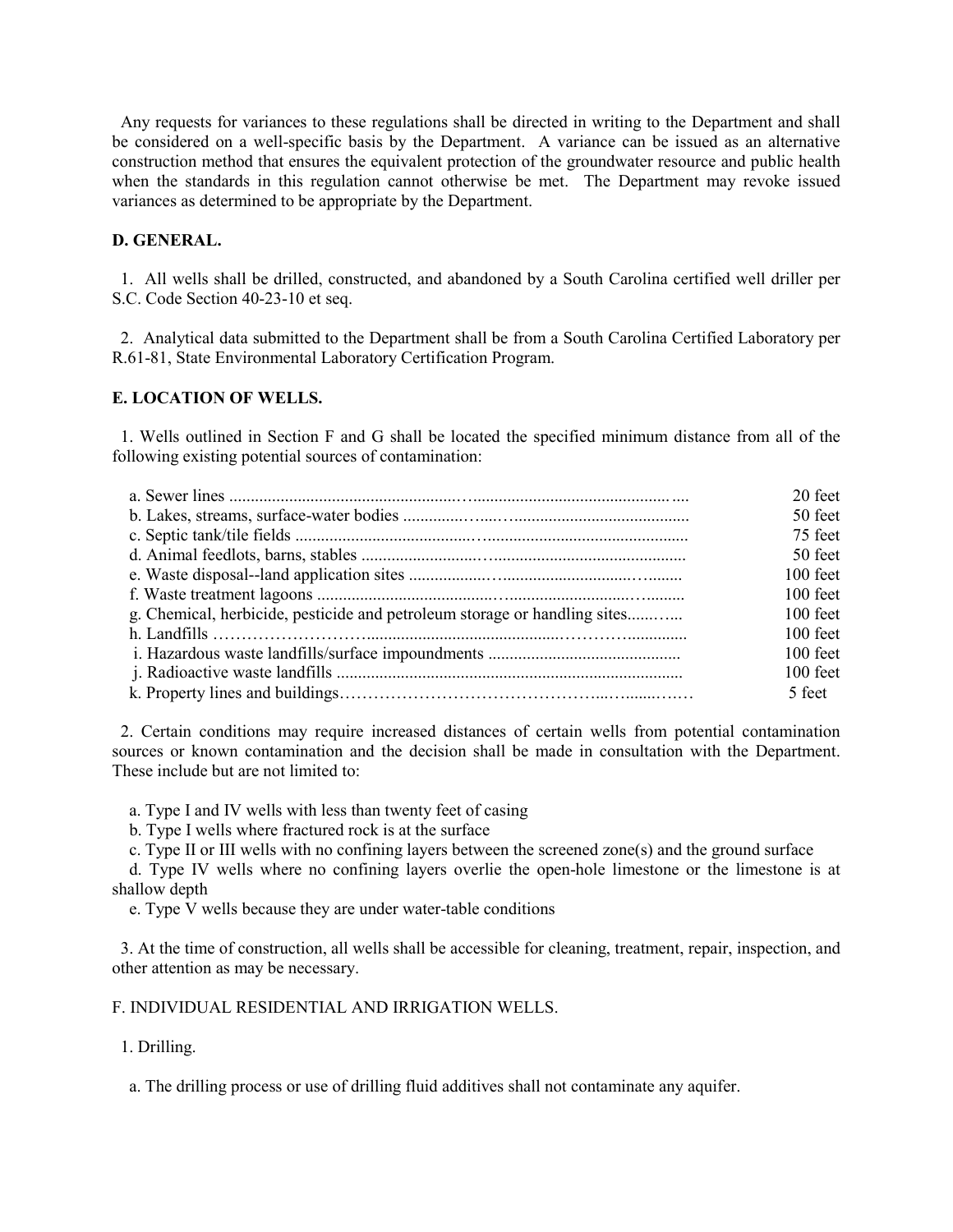Any requests for variances to these regulations shall be directed in writing to the Department and shall be considered on a well-specific basis by the Department. A variance can be issued as an alternative construction method that ensures the equivalent protection of the groundwater resource and public health when the standards in this regulation cannot otherwise be met. The Department may revoke issued variances as determined to be appropriate by the Department.

**D. GENERAL.**

1. All wells shall be drilled, constructed, and abandoned by a South Carolina certified well driller per S.C. Code Section 40-23-10 et seq.

2. Analytical data submitted to the Department shall be from a South Carolina Certified Laboratory per R.61-81, State Environmental Laboratory Certification Program.

**E. LOCATION OF WELLS.**

1. Wells outlined in Section F and G shall be located the specified minimum distance from all of the following existing potential sources of contamination:

| | |
|---|---|
| a. Sewer lines | 20 feet |
| b. Lakes, streams, surface-water bodies | 50 feet |
| c. Septic tank/tile fields | 75 feet |
| d. Animal feedlots, barns, stables | 50 feet |
| e. Waste disposal--land application sites | 100 feet |
| f. Waste treatment lagoons | 100 feet |
| g. Chemical, herbicide, pesticide and petroleum storage or handling sites | 100 feet |
| h. Landfills | 100 feet |
| i. Hazardous waste landfills/surface impoundments | 100 feet |
| j. Radioactive waste landfills | 100 feet |
| k. Property lines and buildings | 5 feet |

2. Certain conditions may require increased distances of certain wells from potential contamination sources or known contamination and the decision shall be made in consultation with the Department. These include but are not limited to:

a. Type I and IV wells with less than twenty feet of casing

b. Type I wells where fractured rock is at the surface

c. Type II or III wells with no confining layers between the screened zone(s) and the ground surface

d. Type IV wells where no confining layers overlie the open-hole limestone or the limestone is at shallow depth

e. Type V wells because they are under water-table conditions

3. At the time of construction, all wells shall be accessible for cleaning, treatment, repair, inspection, and other attention as may be necessary.

F. INDIVIDUAL RESIDENTIAL AND IRRIGATION WELLS.

1. Drilling.

a. The drilling process or use of drilling fluid additives shall not contaminate any aquifer.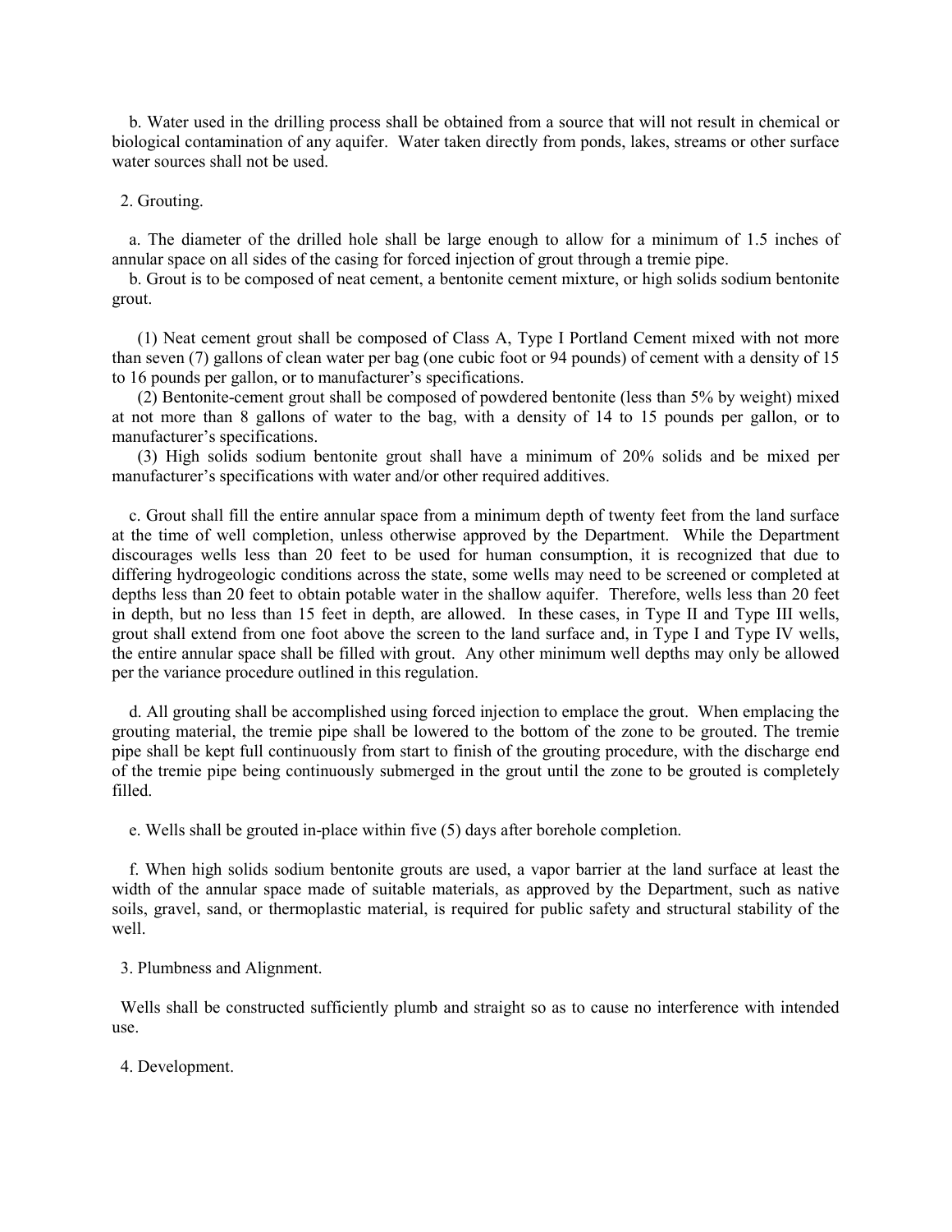b. Water used in the drilling process shall be obtained from a source that will not result in chemical or biological contamination of any aquifer. Water taken directly from ponds, lakes, streams or other surface water sources shall not be used.

2. Grouting.

a. The diameter of the drilled hole shall be large enough to allow for a minimum of 1.5 inches of annular space on all sides of the casing for forced injection of grout through a tremie pipe.

b. Grout is to be composed of neat cement, a bentonite cement mixture, or high solids sodium bentonite grout.

(1) Neat cement grout shall be composed of Class A, Type I Portland Cement mixed with not more than seven (7) gallons of clean water per bag (one cubic foot or 94 pounds) of cement with a density of 15 to 16 pounds per gallon, or to manufacturer's specifications.

(2) Bentonite-cement grout shall be composed of powdered bentonite (less than 5% by weight) mixed at not more than 8 gallons of water to the bag, with a density of 14 to 15 pounds per gallon, or to manufacturer's specifications.

(3) High solids sodium bentonite grout shall have a minimum of 20% solids and be mixed per manufacturer's specifications with water and/or other required additives.

c. Grout shall fill the entire annular space from a minimum depth of twenty feet from the land surface at the time of well completion, unless otherwise approved by the Department. While the Department discourages wells less than 20 feet to be used for human consumption, it is recognized that due to differing hydrogeologic conditions across the state, some wells may need to be screened or completed at depths less than 20 feet to obtain potable water in the shallow aquifer. Therefore, wells less than 20 feet in depth, but no less than 15 feet in depth, are allowed. In these cases, in Type II and Type III wells, grout shall extend from one foot above the screen to the land surface and, in Type I and Type IV wells, the entire annular space shall be filled with grout. Any other minimum well depths may only be allowed per the variance procedure outlined in this regulation.

d. All grouting shall be accomplished using forced injection to emplace the grout. When emplacing the grouting material, the tremie pipe shall be lowered to the bottom of the zone to be grouted. The tremie pipe shall be kept full continuously from start to finish of the grouting procedure, with the discharge end of the tremie pipe being continuously submerged in the grout until the zone to be grouted is completely filled.

e. Wells shall be grouted in-place within five (5) days after borehole completion.

f. When high solids sodium bentonite grouts are used, a vapor barrier at the land surface at least the width of the annular space made of suitable materials, as approved by the Department, such as native soils, gravel, sand, or thermoplastic material, is required for public safety and structural stability of the well.

3. Plumbness and Alignment.

Wells shall be constructed sufficiently plumb and straight so as to cause no interference with intended use.

4. Development.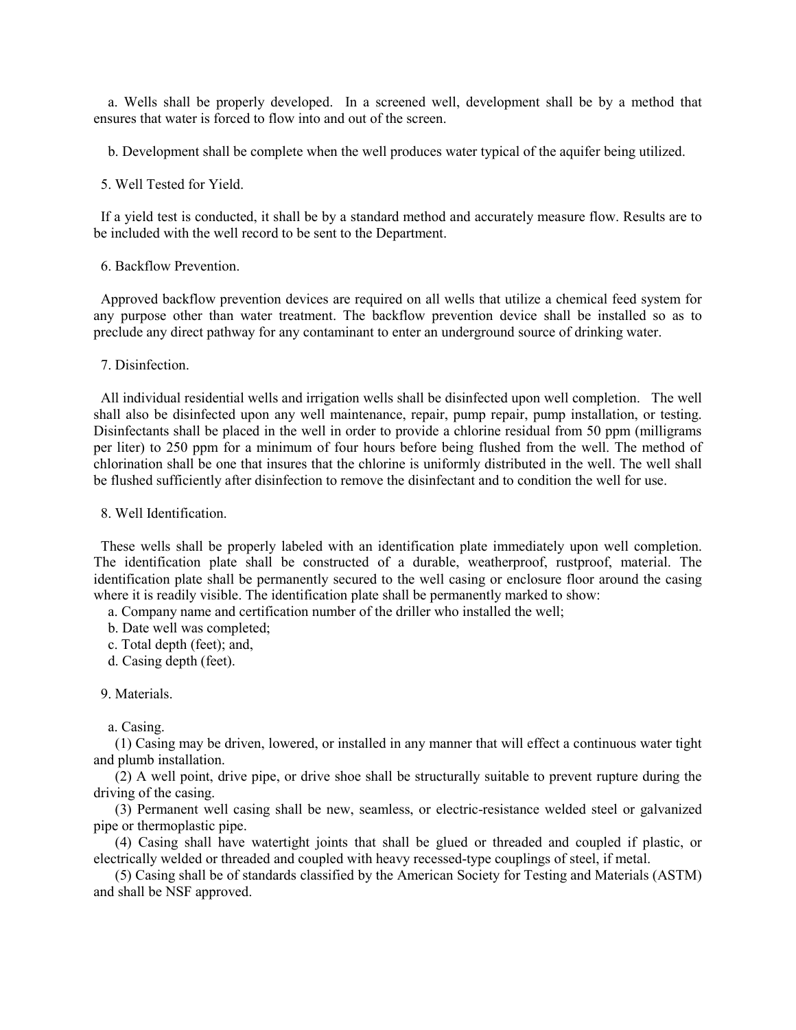a. Wells shall be properly developed. In a screened well, development shall be by a method that ensures that water is forced to flow into and out of the screen.

b. Development shall be complete when the well produces water typical of the aquifer being utilized.

5. Well Tested for Yield.

If a yield test is conducted, it shall be by a standard method and accurately measure flow. Results are to be included with the well record to be sent to the Department.

6. Backflow Prevention.

Approved backflow prevention devices are required on all wells that utilize a chemical feed system for any purpose other than water treatment. The backflow prevention device shall be installed so as to preclude any direct pathway for any contaminant to enter an underground source of drinking water.

7. Disinfection.

All individual residential wells and irrigation wells shall be disinfected upon well completion. The well shall also be disinfected upon any well maintenance, repair, pump repair, pump installation, or testing. Disinfectants shall be placed in the well in order to provide a chlorine residual from 50 ppm (milligrams per liter) to 250 ppm for a minimum of four hours before being flushed from the well. The method of chlorination shall be one that insures that the chlorine is uniformly distributed in the well. The well shall be flushed sufficiently after disinfection to remove the disinfectant and to condition the well for use.

8. Well Identification.

These wells shall be properly labeled with an identification plate immediately upon well completion. The identification plate shall be constructed of a durable, weatherproof, rustproof, material. The identification plate shall be permanently secured to the well casing or enclosure floor around the casing where it is readily visible. The identification plate shall be permanently marked to show:

a. Company name and certification number of the driller who installed the well;
b. Date well was completed;
c. Total depth (feet); and,
d. Casing depth (feet).

9. Materials.

a. Casing.

(1) Casing may be driven, lowered, or installed in any manner that will effect a continuous water tight and plumb installation.

(2) A well point, drive pipe, or drive shoe shall be structurally suitable to prevent rupture during the driving of the casing.

(3) Permanent well casing shall be new, seamless, or electric-resistance welded steel or galvanized pipe or thermoplastic pipe.

(4) Casing shall have watertight joints that shall be glued or threaded and coupled if plastic, or electrically welded or threaded and coupled with heavy recessed-type couplings of steel, if metal.

(5) Casing shall be of standards classified by the American Society for Testing and Materials (ASTM) and shall be NSF approved.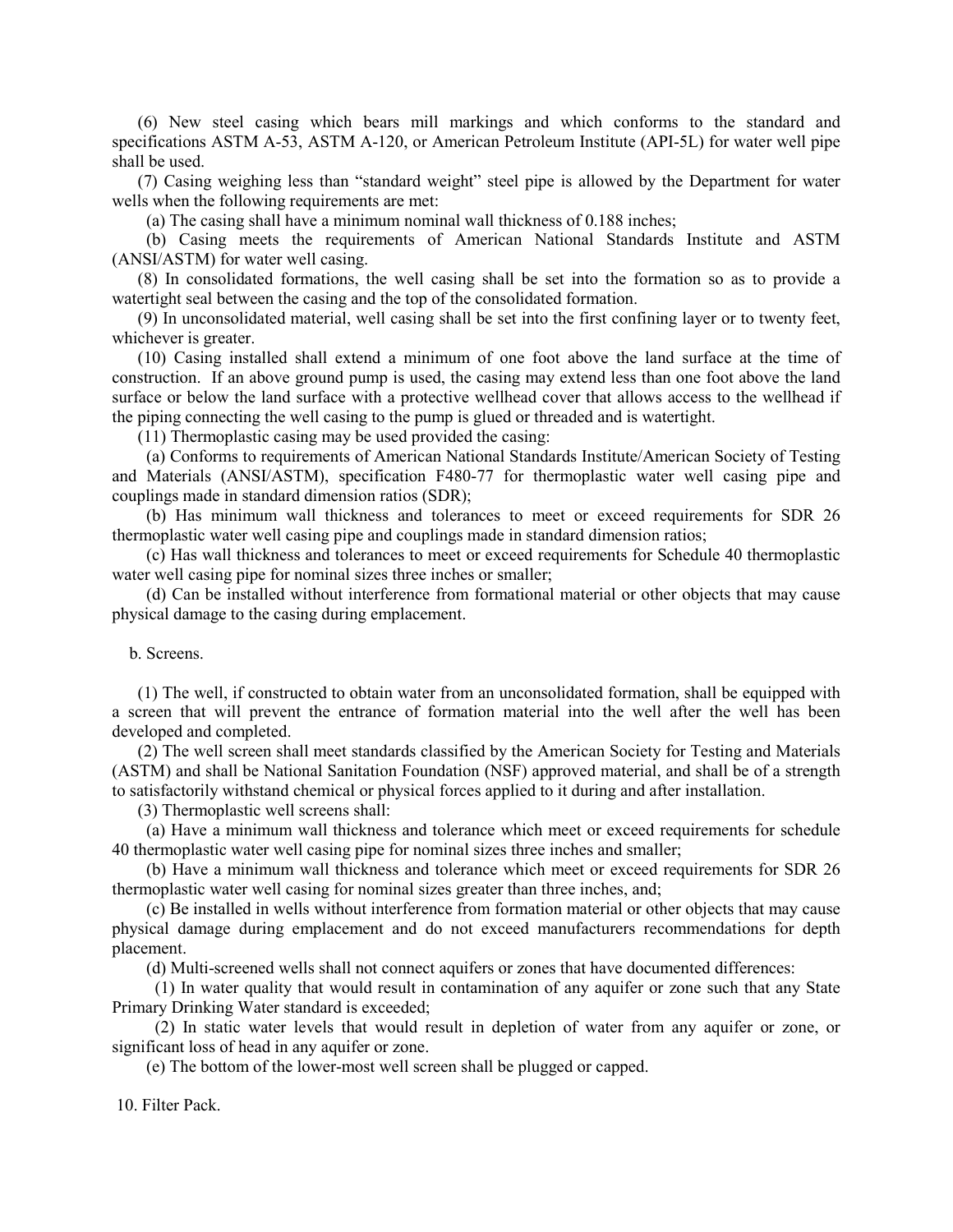(6) New steel casing which bears mill markings and which conforms to the standard and specifications ASTM A-53, ASTM A-120, or American Petroleum Institute (API-5L) for water well pipe shall be used.

(7) Casing weighing less than "standard weight" steel pipe is allowed by the Department for water wells when the following requirements are met:

(a) The casing shall have a minimum nominal wall thickness of 0.188 inches;

(b) Casing meets the requirements of American National Standards Institute and ASTM (ANSI/ASTM) for water well casing.

(8) In consolidated formations, the well casing shall be set into the formation so as to provide a watertight seal between the casing and the top of the consolidated formation.

(9) In unconsolidated material, well casing shall be set into the first confining layer or to twenty feet, whichever is greater.

(10) Casing installed shall extend a minimum of one foot above the land surface at the time of construction. If an above ground pump is used, the casing may extend less than one foot above the land surface or below the land surface with a protective wellhead cover that allows access to the wellhead if the piping connecting the well casing to the pump is glued or threaded and is watertight.

(11) Thermoplastic casing may be used provided the casing:

(a) Conforms to requirements of American National Standards Institute/American Society of Testing and Materials (ANSI/ASTM), specification F480-77 for thermoplastic water well casing pipe and couplings made in standard dimension ratios (SDR);

(b) Has minimum wall thickness and tolerances to meet or exceed requirements for SDR 26 thermoplastic water well casing pipe and couplings made in standard dimension ratios;

(c) Has wall thickness and tolerances to meet or exceed requirements for Schedule 40 thermoplastic water well casing pipe for nominal sizes three inches or smaller;

(d) Can be installed without interference from formational material or other objects that may cause physical damage to the casing during emplacement.

b. Screens.

(1) The well, if constructed to obtain water from an unconsolidated formation, shall be equipped with a screen that will prevent the entrance of formation material into the well after the well has been developed and completed.

(2) The well screen shall meet standards classified by the American Society for Testing and Materials (ASTM) and shall be National Sanitation Foundation (NSF) approved material, and shall be of a strength to satisfactorily withstand chemical or physical forces applied to it during and after installation.

(3) Thermoplastic well screens shall:

(a) Have a minimum wall thickness and tolerance which meet or exceed requirements for schedule 40 thermoplastic water well casing pipe for nominal sizes three inches and smaller;

(b) Have a minimum wall thickness and tolerance which meet or exceed requirements for SDR 26 thermoplastic water well casing for nominal sizes greater than three inches, and;

(c) Be installed in wells without interference from formation material or other objects that may cause physical damage during emplacement and do not exceed manufacturers recommendations for depth placement.

(d) Multi-screened wells shall not connect aquifers or zones that have documented differences:

(1) In water quality that would result in contamination of any aquifer or zone such that any State Primary Drinking Water standard is exceeded;

(2) In static water levels that would result in depletion of water from any aquifer or zone, or significant loss of head in any aquifer or zone.

(e) The bottom of the lower-most well screen shall be plugged or capped.

10. Filter Pack.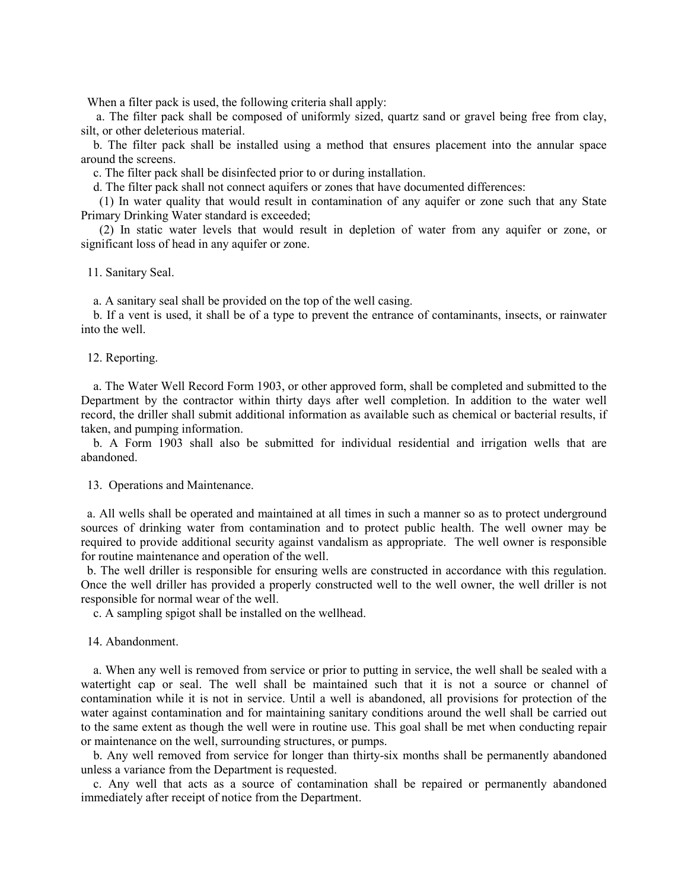When a filter pack is used, the following criteria shall apply:

a. The filter pack shall be composed of uniformly sized, quartz sand or gravel being free from clay, silt, or other deleterious material.

b. The filter pack shall be installed using a method that ensures placement into the annular space around the screens.

c. The filter pack shall be disinfected prior to or during installation.

d. The filter pack shall not connect aquifers or zones that have documented differences:

(1) In water quality that would result in contamination of any aquifer or zone such that any State Primary Drinking Water standard is exceeded;

(2) In static water levels that would result in depletion of water from any aquifer or zone, or significant loss of head in any aquifer or zone.

11. Sanitary Seal.

a. A sanitary seal shall be provided on the top of the well casing.

b. If a vent is used, it shall be of a type to prevent the entrance of contaminants, insects, or rainwater into the well.

12. Reporting.

a. The Water Well Record Form 1903, or other approved form, shall be completed and submitted to the Department by the contractor within thirty days after well completion. In addition to the water well record, the driller shall submit additional information as available such as chemical or bacterial results, if taken, and pumping information.

b. A Form 1903 shall also be submitted for individual residential and irrigation wells that are abandoned.

13. Operations and Maintenance.

a. All wells shall be operated and maintained at all times in such a manner so as to protect underground sources of drinking water from contamination and to protect public health. The well owner may be required to provide additional security against vandalism as appropriate. The well owner is responsible for routine maintenance and operation of the well.

b. The well driller is responsible for ensuring wells are constructed in accordance with this regulation. Once the well driller has provided a properly constructed well to the well owner, the well driller is not responsible for normal wear of the well.

c. A sampling spigot shall be installed on the wellhead.

14. Abandonment.

a. When any well is removed from service or prior to putting in service, the well shall be sealed with a watertight cap or seal. The well shall be maintained such that it is not a source or channel of contamination while it is not in service. Until a well is abandoned, all provisions for protection of the water against contamination and for maintaining sanitary conditions around the well shall be carried out to the same extent as though the well were in routine use. This goal shall be met when conducting repair or maintenance on the well, surrounding structures, or pumps.

b. Any well removed from service for longer than thirty-six months shall be permanently abandoned unless a variance from the Department is requested.

c. Any well that acts as a source of contamination shall be repaired or permanently abandoned immediately after receipt of notice from the Department.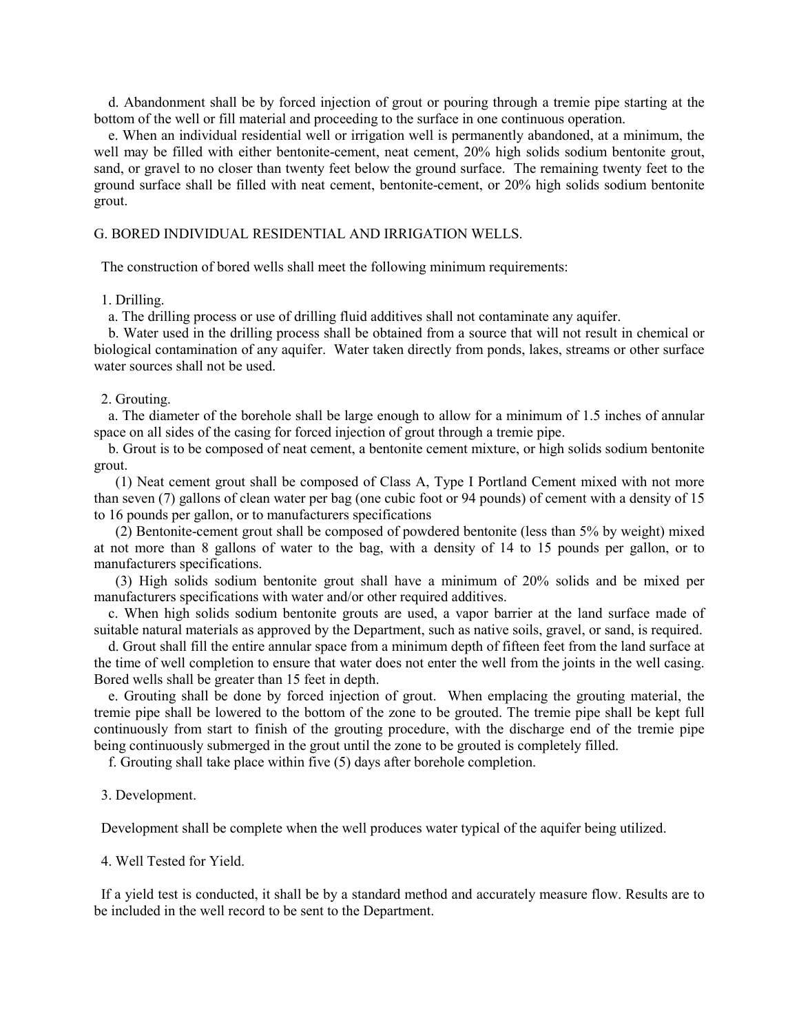d. Abandonment shall be by forced injection of grout or pouring through a tremie pipe starting at the bottom of the well or fill material and proceeding to the surface in one continuous operation.

e. When an individual residential well or irrigation well is permanently abandoned, at a minimum, the well may be filled with either bentonite-cement, neat cement, 20% high solids sodium bentonite grout, sand, or gravel to no closer than twenty feet below the ground surface. The remaining twenty feet to the ground surface shall be filled with neat cement, bentonite-cement, or 20% high solids sodium bentonite grout.

## G. BORED INDIVIDUAL RESIDENTIAL AND IRRIGATION WELLS.

The construction of bored wells shall meet the following minimum requirements:

1. Drilling.

a. The drilling process or use of drilling fluid additives shall not contaminate any aquifer.

b. Water used in the drilling process shall be obtained from a source that will not result in chemical or biological contamination of any aquifer. Water taken directly from ponds, lakes, streams or other surface water sources shall not be used.

2. Grouting.

a. The diameter of the borehole shall be large enough to allow for a minimum of 1.5 inches of annular space on all sides of the casing for forced injection of grout through a tremie pipe.

b. Grout is to be composed of neat cement, a bentonite cement mixture, or high solids sodium bentonite grout.

(1) Neat cement grout shall be composed of Class A, Type I Portland Cement mixed with not more than seven (7) gallons of clean water per bag (one cubic foot or 94 pounds) of cement with a density of 15 to 16 pounds per gallon, or to manufacturers specifications

(2) Bentonite-cement grout shall be composed of powdered bentonite (less than 5% by weight) mixed at not more than 8 gallons of water to the bag, with a density of 14 to 15 pounds per gallon, or to manufacturers specifications.

(3) High solids sodium bentonite grout shall have a minimum of 20% solids and be mixed per manufacturers specifications with water and/or other required additives.

c. When high solids sodium bentonite grouts are used, a vapor barrier at the land surface made of suitable natural materials as approved by the Department, such as native soils, gravel, or sand, is required.

d. Grout shall fill the entire annular space from a minimum depth of fifteen feet from the land surface at the time of well completion to ensure that water does not enter the well from the joints in the well casing. Bored wells shall be greater than 15 feet in depth.

e. Grouting shall be done by forced injection of grout. When emplacing the grouting material, the tremie pipe shall be lowered to the bottom of the zone to be grouted. The tremie pipe shall be kept full continuously from start to finish of the grouting procedure, with the discharge end of the tremie pipe being continuously submerged in the grout until the zone to be grouted is completely filled.

f. Grouting shall take place within five (5) days after borehole completion.

3. Development.

Development shall be complete when the well produces water typical of the aquifer being utilized.

4. Well Tested for Yield.

If a yield test is conducted, it shall be by a standard method and accurately measure flow. Results are to be included in the well record to be sent to the Department.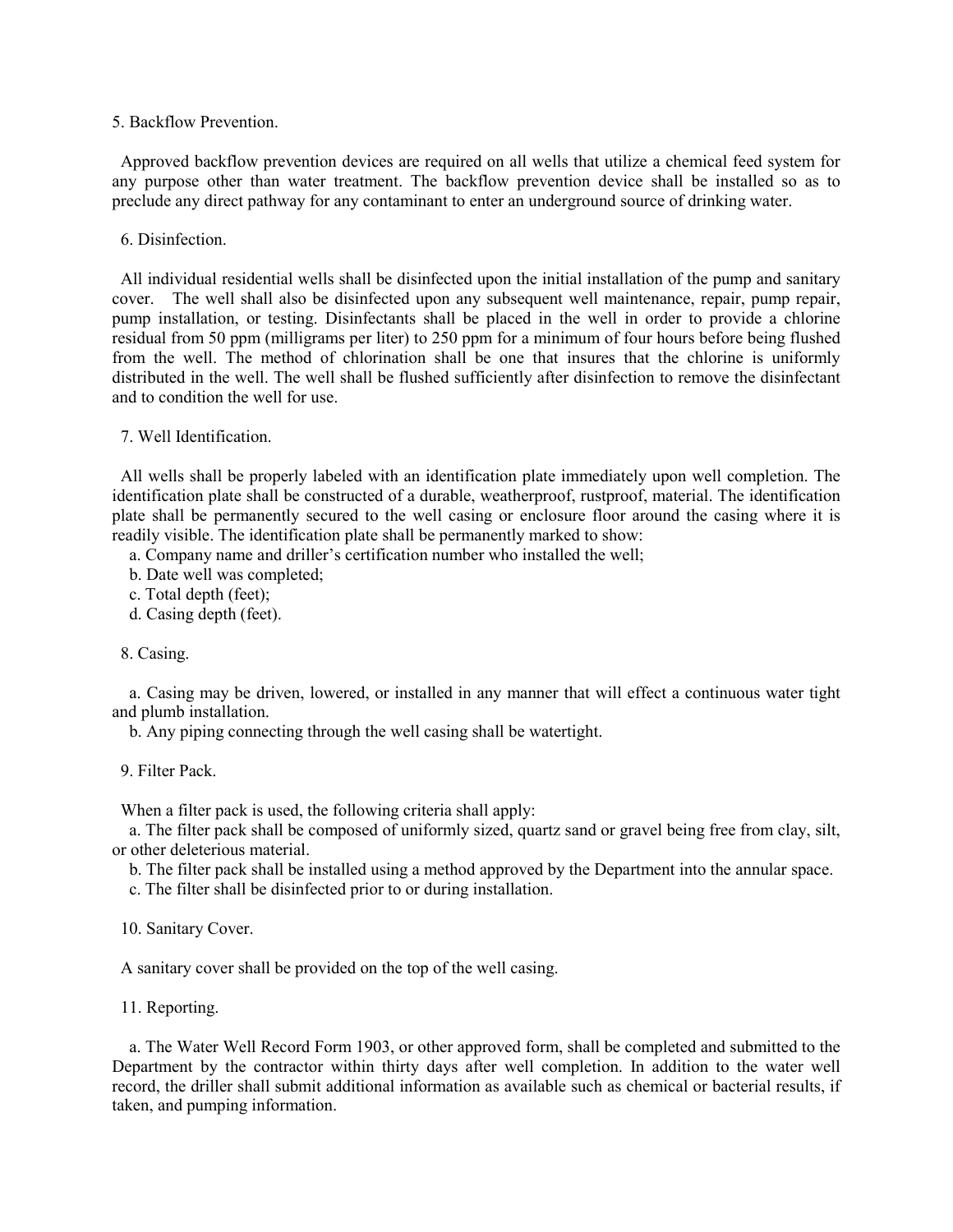5. Backflow Prevention.

Approved backflow prevention devices are required on all wells that utilize a chemical feed system for any purpose other than water treatment. The backflow prevention device shall be installed so as to preclude any direct pathway for any contaminant to enter an underground source of drinking water.

6. Disinfection.

All individual residential wells shall be disinfected upon the initial installation of the pump and sanitary cover. The well shall also be disinfected upon any subsequent well maintenance, repair, pump repair, pump installation, or testing. Disinfectants shall be placed in the well in order to provide a chlorine residual from 50 ppm (milligrams per liter) to 250 ppm for a minimum of four hours before being flushed from the well. The method of chlorination shall be one that insures that the chlorine is uniformly distributed in the well. The well shall be flushed sufficiently after disinfection to remove the disinfectant and to condition the well for use.

7. Well Identification.

All wells shall be properly labeled with an identification plate immediately upon well completion. The identification plate shall be constructed of a durable, weatherproof, rustproof, material. The identification plate shall be permanently secured to the well casing or enclosure floor around the casing where it is readily visible. The identification plate shall be permanently marked to show:

a. Company name and driller's certification number who installed the well;
b. Date well was completed;
c. Total depth (feet);
d. Casing depth (feet).

8. Casing.

a. Casing may be driven, lowered, or installed in any manner that will effect a continuous water tight and plumb installation.
b. Any piping connecting through the well casing shall be watertight.

9. Filter Pack.

When a filter pack is used, the following criteria shall apply:

a. The filter pack shall be composed of uniformly sized, quartz sand or gravel being free from clay, silt, or other deleterious material.
b. The filter pack shall be installed using a method approved by the Department into the annular space.
c. The filter shall be disinfected prior to or during installation.

10. Sanitary Cover.

A sanitary cover shall be provided on the top of the well casing.

11. Reporting.

a. The Water Well Record Form 1903, or other approved form, shall be completed and submitted to the Department by the contractor within thirty days after well completion. In addition to the water well record, the driller shall submit additional information as available such as chemical or bacterial results, if taken, and pumping information.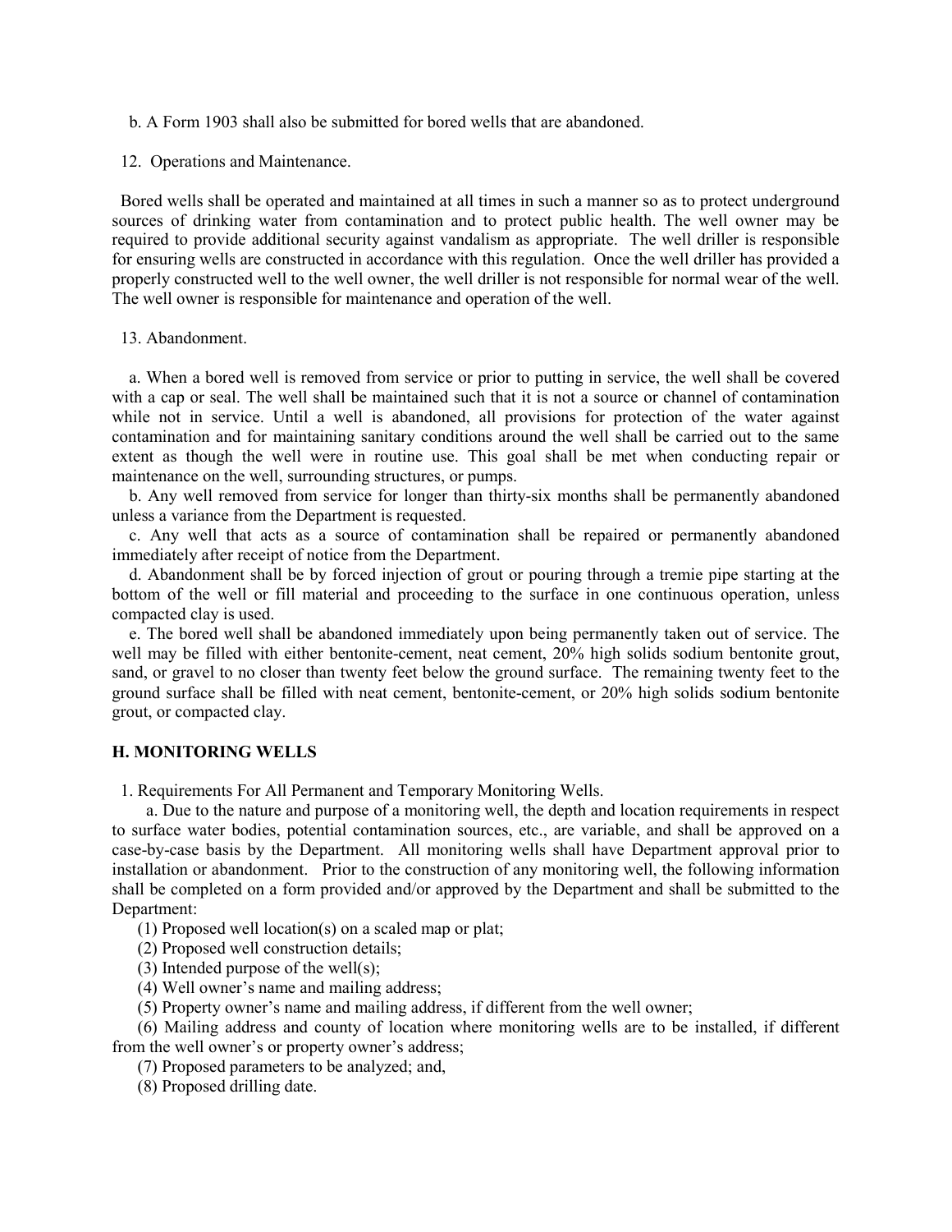b. A Form 1903 shall also be submitted for bored wells that are abandoned.

12. Operations and Maintenance.

Bored wells shall be operated and maintained at all times in such a manner so as to protect underground sources of drinking water from contamination and to protect public health. The well owner may be required to provide additional security against vandalism as appropriate. The well driller is responsible for ensuring wells are constructed in accordance with this regulation. Once the well driller has provided a properly constructed well to the well owner, the well driller is not responsible for normal wear of the well. The well owner is responsible for maintenance and operation of the well.

13. Abandonment.

a. When a bored well is removed from service or prior to putting in service, the well shall be covered with a cap or seal. The well shall be maintained such that it is not a source or channel of contamination while not in service. Until a well is abandoned, all provisions for protection of the water against contamination and for maintaining sanitary conditions around the well shall be carried out to the same extent as though the well were in routine use. This goal shall be met when conducting repair or maintenance on the well, surrounding structures, or pumps.

b. Any well removed from service for longer than thirty-six months shall be permanently abandoned unless a variance from the Department is requested.

c. Any well that acts as a source of contamination shall be repaired or permanently abandoned immediately after receipt of notice from the Department.

d. Abandonment shall be by forced injection of grout or pouring through a tremie pipe starting at the bottom of the well or fill material and proceeding to the surface in one continuous operation, unless compacted clay is used.

e. The bored well shall be abandoned immediately upon being permanently taken out of service. The well may be filled with either bentonite-cement, neat cement, 20% high solids sodium bentonite grout, sand, or gravel to no closer than twenty feet below the ground surface. The remaining twenty feet to the ground surface shall be filled with neat cement, bentonite-cement, or 20% high solids sodium bentonite grout, or compacted clay.

## H. MONITORING WELLS

1. Requirements For All Permanent and Temporary Monitoring Wells.

a. Due to the nature and purpose of a monitoring well, the depth and location requirements in respect to surface water bodies, potential contamination sources, etc., are variable, and shall be approved on a case-by-case basis by the Department. All monitoring wells shall have Department approval prior to installation or abandonment. Prior to the construction of any monitoring well, the following information shall be completed on a form provided and/or approved by the Department and shall be submitted to the Department:

(1) Proposed well location(s) on a scaled map or plat;

(2) Proposed well construction details;

(3) Intended purpose of the well(s);

(4) Well owner's name and mailing address;

(5) Property owner's name and mailing address, if different from the well owner;

(6) Mailing address and county of location where monitoring wells are to be installed, if different from the well owner's or property owner's address;

(7) Proposed parameters to be analyzed; and,

(8) Proposed drilling date.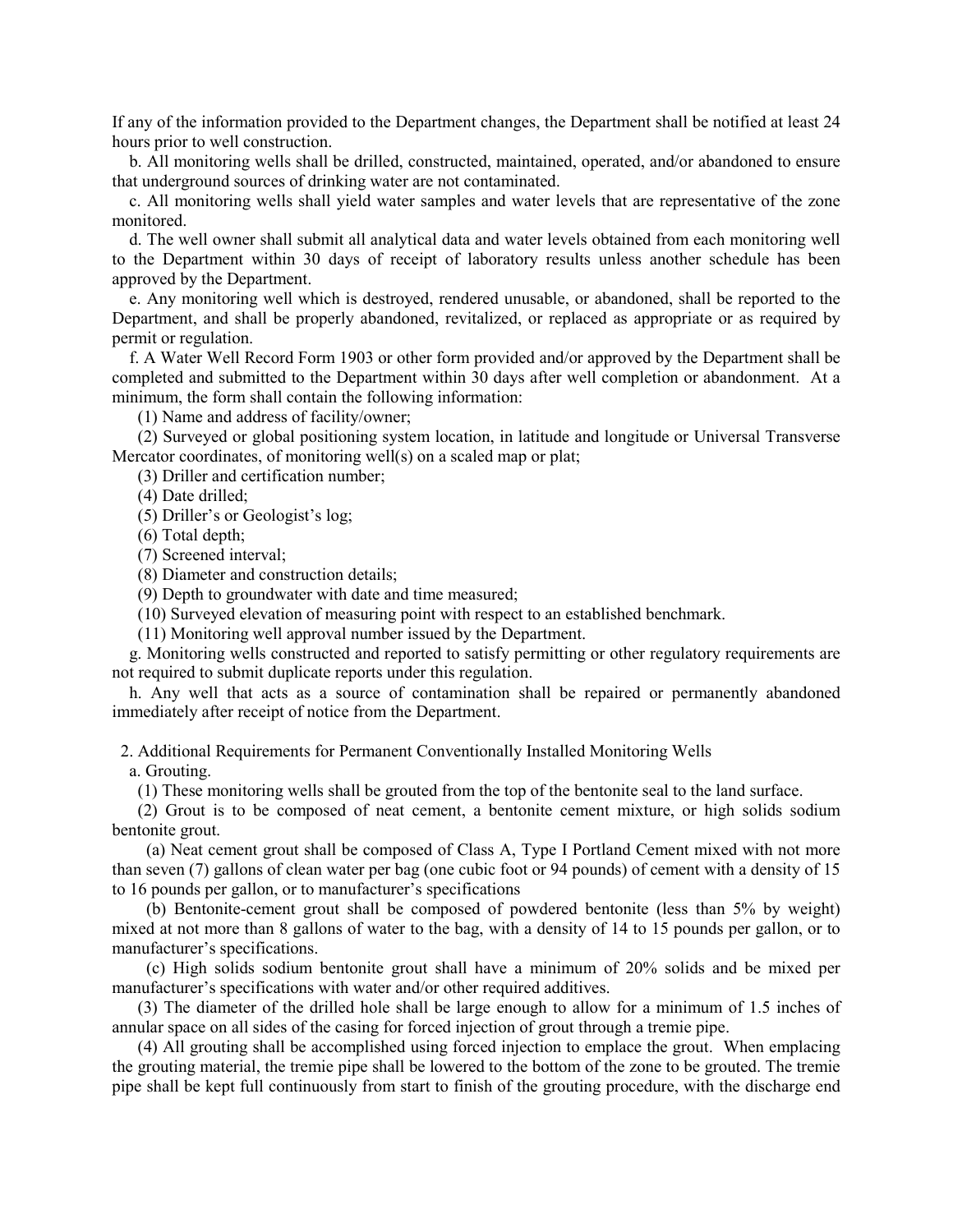If any of the information provided to the Department changes, the Department shall be notified at least 24 hours prior to well construction.

b. All monitoring wells shall be drilled, constructed, maintained, operated, and/or abandoned to ensure that underground sources of drinking water are not contaminated.

c. All monitoring wells shall yield water samples and water levels that are representative of the zone monitored.

d. The well owner shall submit all analytical data and water levels obtained from each monitoring well to the Department within 30 days of receipt of laboratory results unless another schedule has been approved by the Department.

e. Any monitoring well which is destroyed, rendered unusable, or abandoned, shall be reported to the Department, and shall be properly abandoned, revitalized, or replaced as appropriate or as required by permit or regulation.

f. A Water Well Record Form 1903 or other form provided and/or approved by the Department shall be completed and submitted to the Department within 30 days after well completion or abandonment. At a minimum, the form shall contain the following information:

(1) Name and address of facility/owner;

(2) Surveyed or global positioning system location, in latitude and longitude or Universal Transverse Mercator coordinates, of monitoring well(s) on a scaled map or plat;

(3) Driller and certification number;

(4) Date drilled;

(5) Driller's or Geologist's log;

(6) Total depth;

(7) Screened interval;

(8) Diameter and construction details;

(9) Depth to groundwater with date and time measured;

(10) Surveyed elevation of measuring point with respect to an established benchmark.

(11) Monitoring well approval number issued by the Department.

g. Monitoring wells constructed and reported to satisfy permitting or other regulatory requirements are not required to submit duplicate reports under this regulation.

h. Any well that acts as a source of contamination shall be repaired or permanently abandoned immediately after receipt of notice from the Department.

2. Additional Requirements for Permanent Conventionally Installed Monitoring Wells

a. Grouting.

(1) These monitoring wells shall be grouted from the top of the bentonite seal to the land surface.

(2) Grout is to be composed of neat cement, a bentonite cement mixture, or high solids sodium bentonite grout.

(a) Neat cement grout shall be composed of Class A, Type I Portland Cement mixed with not more than seven (7) gallons of clean water per bag (one cubic foot or 94 pounds) of cement with a density of 15 to 16 pounds per gallon, or to manufacturer's specifications

(b) Bentonite-cement grout shall be composed of powdered bentonite (less than 5% by weight) mixed at not more than 8 gallons of water to the bag, with a density of 14 to 15 pounds per gallon, or to manufacturer's specifications.

(c) High solids sodium bentonite grout shall have a minimum of 20% solids and be mixed per manufacturer's specifications with water and/or other required additives.

(3) The diameter of the drilled hole shall be large enough to allow for a minimum of 1.5 inches of annular space on all sides of the casing for forced injection of grout through a tremie pipe.

(4) All grouting shall be accomplished using forced injection to emplace the grout. When emplacing the grouting material, the tremie pipe shall be lowered to the bottom of the zone to be grouted. The tremie pipe shall be kept full continuously from start to finish of the grouting procedure, with the discharge end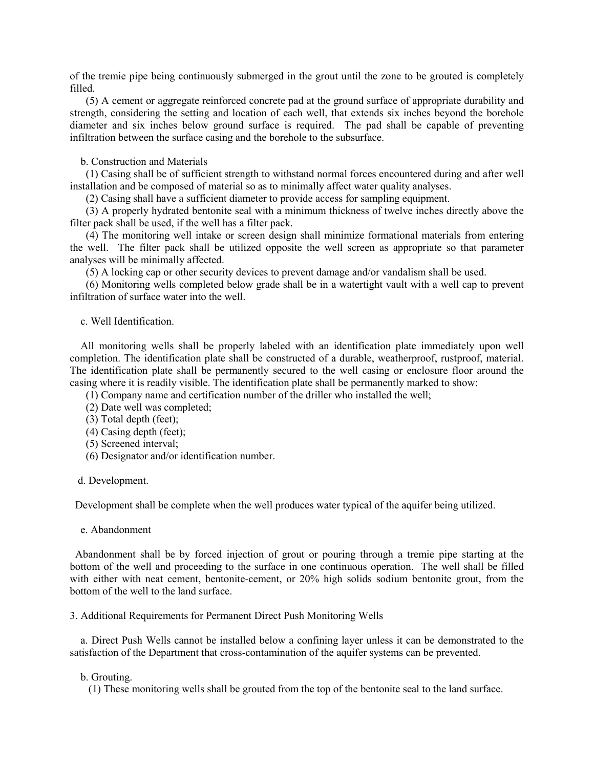of the tremie pipe being continuously submerged in the grout until the zone to be grouted is completely filled.

(5) A cement or aggregate reinforced concrete pad at the ground surface of appropriate durability and strength, considering the setting and location of each well, that extends six inches beyond the borehole diameter and six inches below ground surface is required. The pad shall be capable of preventing infiltration between the surface casing and the borehole to the subsurface.

b. Construction and Materials

(1) Casing shall be of sufficient strength to withstand normal forces encountered during and after well installation and be composed of material so as to minimally affect water quality analyses.

(2) Casing shall have a sufficient diameter to provide access for sampling equipment.

(3) A properly hydrated bentonite seal with a minimum thickness of twelve inches directly above the filter pack shall be used, if the well has a filter pack.

(4) The monitoring well intake or screen design shall minimize formational materials from entering the well. The filter pack shall be utilized opposite the well screen as appropriate so that parameter analyses will be minimally affected.

(5) A locking cap or other security devices to prevent damage and/or vandalism shall be used.

(6) Monitoring wells completed below grade shall be in a watertight vault with a well cap to prevent infiltration of surface water into the well.

c. Well Identification.

All monitoring wells shall be properly labeled with an identification plate immediately upon well completion. The identification plate shall be constructed of a durable, weatherproof, rustproof, material. The identification plate shall be permanently secured to the well casing or enclosure floor around the casing where it is readily visible. The identification plate shall be permanently marked to show:

(1) Company name and certification number of the driller who installed the well;
(2) Date well was completed;
(3) Total depth (feet);
(4) Casing depth (feet);
(5) Screened interval;
(6) Designator and/or identification number.

d. Development.

Development shall be complete when the well produces water typical of the aquifer being utilized.

e. Abandonment

Abandonment shall be by forced injection of grout or pouring through a tremie pipe starting at the bottom of the well and proceeding to the surface in one continuous operation. The well shall be filled with either with neat cement, bentonite-cement, or 20% high solids sodium bentonite grout, from the bottom of the well to the land surface.

3. Additional Requirements for Permanent Direct Push Monitoring Wells

a. Direct Push Wells cannot be installed below a confining layer unless it can be demonstrated to the satisfaction of the Department that cross-contamination of the aquifer systems can be prevented.

b. Grouting.

(1) These monitoring wells shall be grouted from the top of the bentonite seal to the land surface.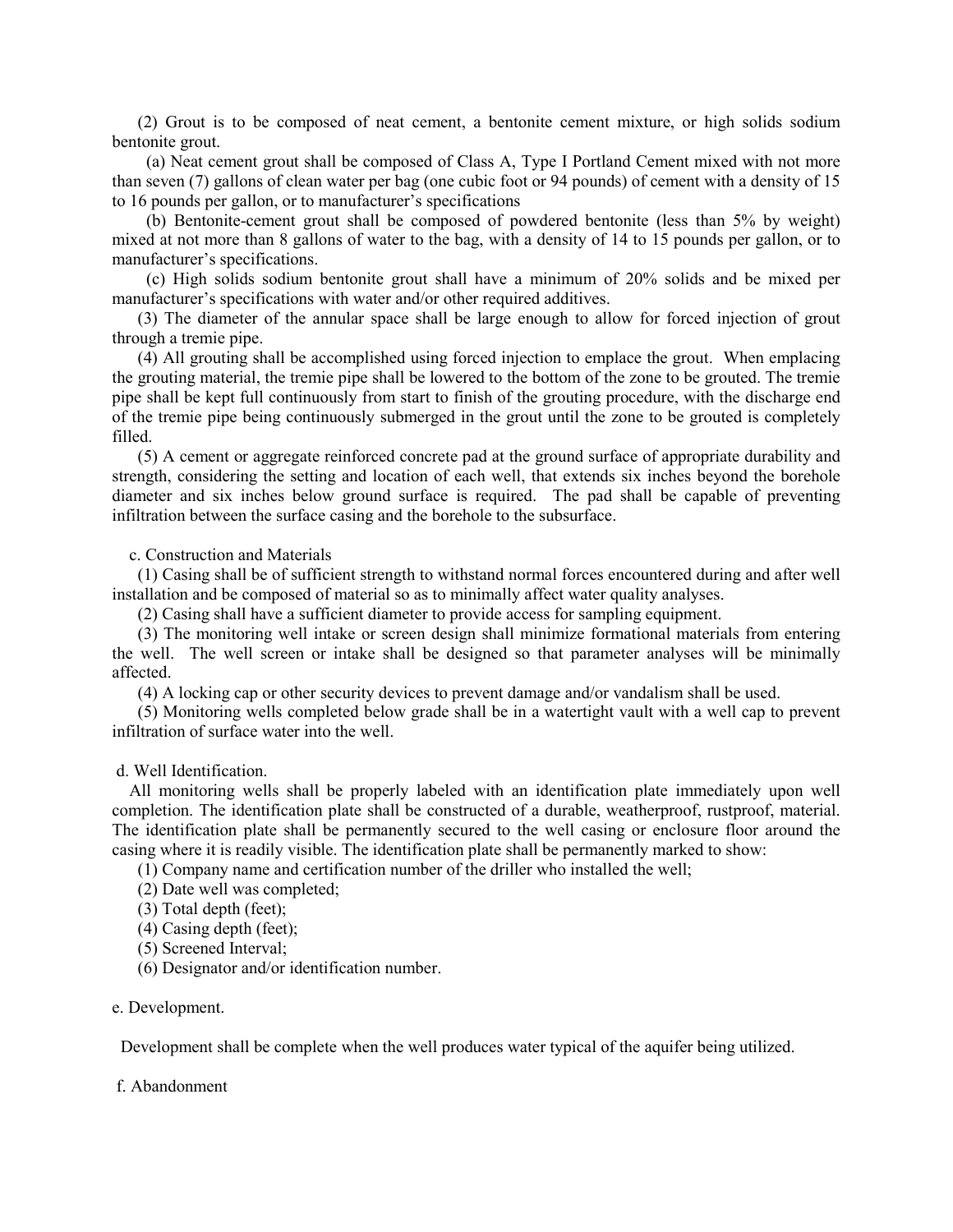(2) Grout is to be composed of neat cement, a bentonite cement mixture, or high solids sodium bentonite grout.

(a) Neat cement grout shall be composed of Class A, Type I Portland Cement mixed with not more than seven (7) gallons of clean water per bag (one cubic foot or 94 pounds) of cement with a density of 15 to 16 pounds per gallon, or to manufacturer's specifications

(b) Bentonite-cement grout shall be composed of powdered bentonite (less than 5% by weight) mixed at not more than 8 gallons of water to the bag, with a density of 14 to 15 pounds per gallon, or to manufacturer's specifications.

(c) High solids sodium bentonite grout shall have a minimum of 20% solids and be mixed per manufacturer's specifications with water and/or other required additives.

(3) The diameter of the annular space shall be large enough to allow for forced injection of grout through a tremie pipe.

(4) All grouting shall be accomplished using forced injection to emplace the grout. When emplacing the grouting material, the tremie pipe shall be lowered to the bottom of the zone to be grouted. The tremie pipe shall be kept full continuously from start to finish of the grouting procedure, with the discharge end of the tremie pipe being continuously submerged in the grout until the zone to be grouted is completely filled.

(5) A cement or aggregate reinforced concrete pad at the ground surface of appropriate durability and strength, considering the setting and location of each well, that extends six inches beyond the borehole diameter and six inches below ground surface is required. The pad shall be capable of preventing infiltration between the surface casing and the borehole to the subsurface.

c. Construction and Materials

(1) Casing shall be of sufficient strength to withstand normal forces encountered during and after well installation and be composed of material so as to minimally affect water quality analyses.

(2) Casing shall have a sufficient diameter to provide access for sampling equipment.

(3) The monitoring well intake or screen design shall minimize formational materials from entering the well. The well screen or intake shall be designed so that parameter analyses will be minimally affected.

(4) A locking cap or other security devices to prevent damage and/or vandalism shall be used.

(5) Monitoring wells completed below grade shall be in a watertight vault with a well cap to prevent infiltration of surface water into the well.

d. Well Identification.

All monitoring wells shall be properly labeled with an identification plate immediately upon well completion. The identification plate shall be constructed of a durable, weatherproof, rustproof, material. The identification plate shall be permanently secured to the well casing or enclosure floor around the casing where it is readily visible. The identification plate shall be permanently marked to show:

(1) Company name and certification number of the driller who installed the well;

(2) Date well was completed;

(3) Total depth (feet);

(4) Casing depth (feet);

(5) Screened Interval;

(6) Designator and/or identification number.

e. Development.

Development shall be complete when the well produces water typical of the aquifer being utilized.

f. Abandonment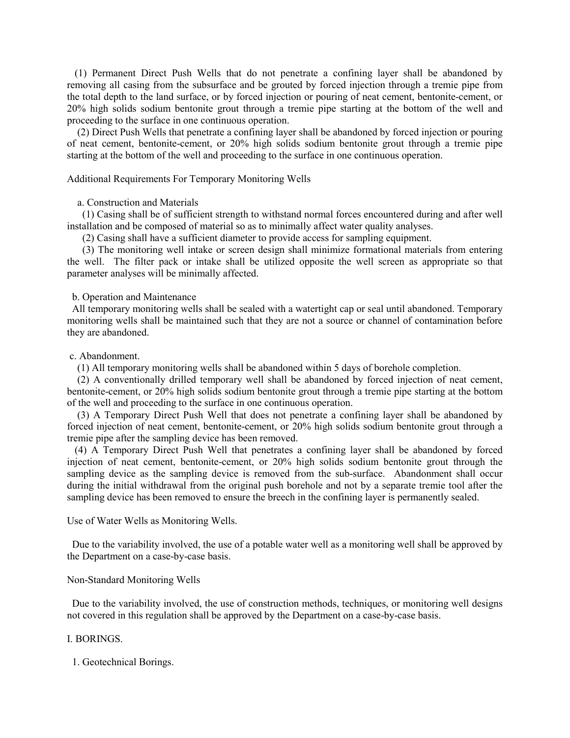(1) Permanent Direct Push Wells that do not penetrate a confining layer shall be abandoned by removing all casing from the subsurface and be grouted by forced injection through a tremie pipe from the total depth to the land surface, or by forced injection or pouring of neat cement, bentonite-cement, or 20% high solids sodium bentonite grout through a tremie pipe starting at the bottom of the well and proceeding to the surface in one continuous operation.

(2) Direct Push Wells that penetrate a confining layer shall be abandoned by forced injection or pouring of neat cement, bentonite-cement, or 20% high solids sodium bentonite grout through a tremie pipe starting at the bottom of the well and proceeding to the surface in one continuous operation.

Additional Requirements For Temporary Monitoring Wells

a. Construction and Materials

(1) Casing shall be of sufficient strength to withstand normal forces encountered during and after well installation and be composed of material so as to minimally affect water quality analyses.

(2) Casing shall have a sufficient diameter to provide access for sampling equipment.

(3) The monitoring well intake or screen design shall minimize formational materials from entering the well. The filter pack or intake shall be utilized opposite the well screen as appropriate so that parameter analyses will be minimally affected.

b. Operation and Maintenance

All temporary monitoring wells shall be sealed with a watertight cap or seal until abandoned. Temporary monitoring wells shall be maintained such that they are not a source or channel of contamination before they are abandoned.

c. Abandonment.

(1) All temporary monitoring wells shall be abandoned within 5 days of borehole completion.

(2) A conventionally drilled temporary well shall be abandoned by forced injection of neat cement, bentonite-cement, or 20% high solids sodium bentonite grout through a tremie pipe starting at the bottom of the well and proceeding to the surface in one continuous operation.

(3) A Temporary Direct Push Well that does not penetrate a confining layer shall be abandoned by forced injection of neat cement, bentonite-cement, or 20% high solids sodium bentonite grout through a tremie pipe after the sampling device has been removed.

(4) A Temporary Direct Push Well that penetrates a confining layer shall be abandoned by forced injection of neat cement, bentonite-cement, or 20% high solids sodium bentonite grout through the sampling device as the sampling device is removed from the sub-surface. Abandonment shall occur during the initial withdrawal from the original push borehole and not by a separate tremie tool after the sampling device has been removed to ensure the breech in the confining layer is permanently sealed.

Use of Water Wells as Monitoring Wells.

Due to the variability involved, the use of a potable water well as a monitoring well shall be approved by the Department on a case-by-case basis.

Non-Standard Monitoring Wells

Due to the variability involved, the use of construction methods, techniques, or monitoring well designs not covered in this regulation shall be approved by the Department on a case-by-case basis.

I. BORINGS.

1. Geotechnical Borings.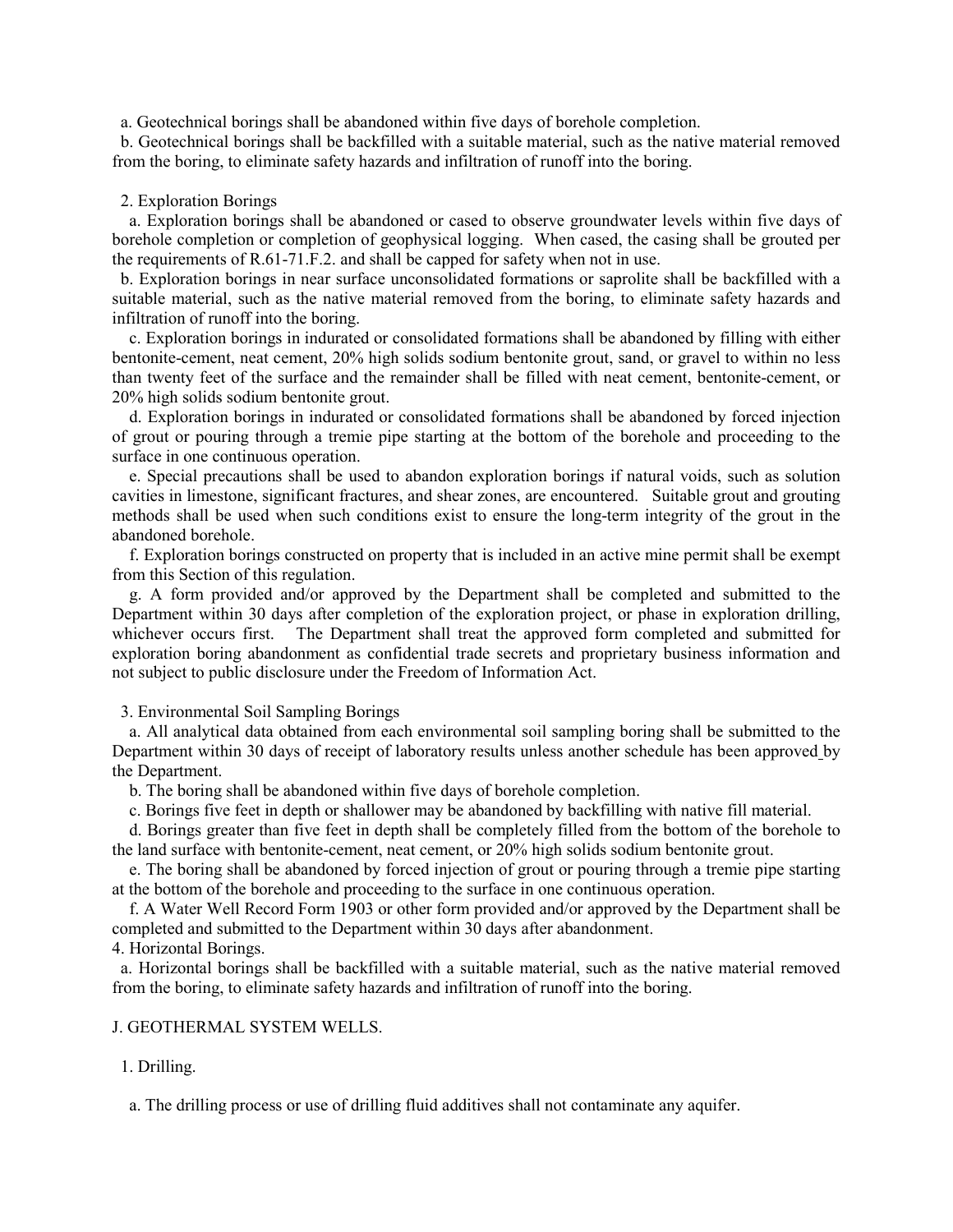a. Geotechnical borings shall be abandoned within five days of borehole completion.

b. Geotechnical borings shall be backfilled with a suitable material, such as the native material removed from the boring, to eliminate safety hazards and infiltration of runoff into the boring.

2. Exploration Borings

a. Exploration borings shall be abandoned or cased to observe groundwater levels within five days of borehole completion or completion of geophysical logging. When cased, the casing shall be grouted per the requirements of R.61-71.F.2. and shall be capped for safety when not in use.

b. Exploration borings in near surface unconsolidated formations or saprolite shall be backfilled with a suitable material, such as the native material removed from the boring, to eliminate safety hazards and infiltration of runoff into the boring.

c. Exploration borings in indurated or consolidated formations shall be abandoned by filling with either bentonite-cement, neat cement, 20% high solids sodium bentonite grout, sand, or gravel to within no less than twenty feet of the surface and the remainder shall be filled with neat cement, bentonite-cement, or 20% high solids sodium bentonite grout.

d. Exploration borings in indurated or consolidated formations shall be abandoned by forced injection of grout or pouring through a tremie pipe starting at the bottom of the borehole and proceeding to the surface in one continuous operation.

e. Special precautions shall be used to abandon exploration borings if natural voids, such as solution cavities in limestone, significant fractures, and shear zones, are encountered. Suitable grout and grouting methods shall be used when such conditions exist to ensure the long-term integrity of the grout in the abandoned borehole.

f. Exploration borings constructed on property that is included in an active mine permit shall be exempt from this Section of this regulation.

g. A form provided and/or approved by the Department shall be completed and submitted to the Department within 30 days after completion of the exploration project, or phase in exploration drilling, whichever occurs first. The Department shall treat the approved form completed and submitted for exploration boring abandonment as confidential trade secrets and proprietary business information and not subject to public disclosure under the Freedom of Information Act.

3. Environmental Soil Sampling Borings

a. All analytical data obtained from each environmental soil sampling boring shall be submitted to the Department within 30 days of receipt of laboratory results unless another schedule has been approved by the Department.

b. The boring shall be abandoned within five days of borehole completion.

c. Borings five feet in depth or shallower may be abandoned by backfilling with native fill material.

d. Borings greater than five feet in depth shall be completely filled from the bottom of the borehole to the land surface with bentonite-cement, neat cement, or 20% high solids sodium bentonite grout.

e. The boring shall be abandoned by forced injection of grout or pouring through a tremie pipe starting at the bottom of the borehole and proceeding to the surface in one continuous operation.

f. A Water Well Record Form 1903 or other form provided and/or approved by the Department shall be completed and submitted to the Department within 30 days after abandonment.

4. Horizontal Borings.

a. Horizontal borings shall be backfilled with a suitable material, such as the native material removed from the boring, to eliminate safety hazards and infiltration of runoff into the boring.

J. GEOTHERMAL SYSTEM WELLS.

1. Drilling.

a. The drilling process or use of drilling fluid additives shall not contaminate any aquifer.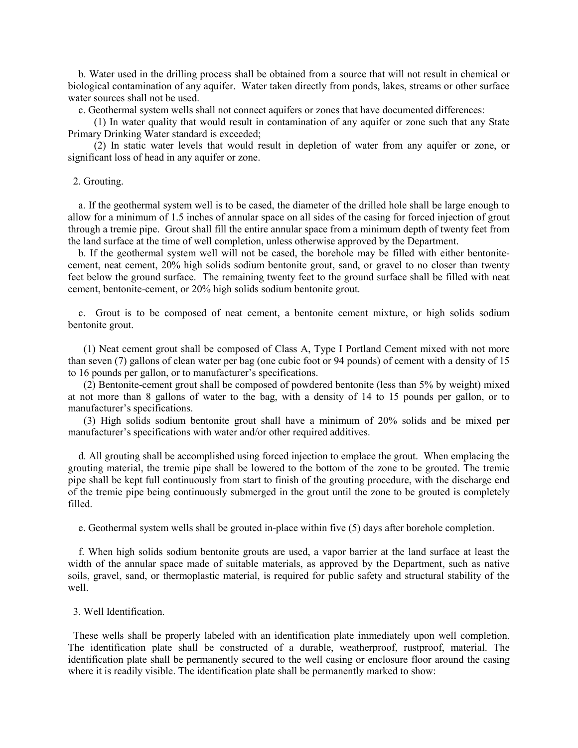b. Water used in the drilling process shall be obtained from a source that will not result in chemical or biological contamination of any aquifer. Water taken directly from ponds, lakes, streams or other surface water sources shall not be used.

c. Geothermal system wells shall not connect aquifers or zones that have documented differences:

(1) In water quality that would result in contamination of any aquifer or zone such that any State Primary Drinking Water standard is exceeded;

(2) In static water levels that would result in depletion of water from any aquifer or zone, or significant loss of head in any aquifer or zone.

2. Grouting.

a. If the geothermal system well is to be cased, the diameter of the drilled hole shall be large enough to allow for a minimum of 1.5 inches of annular space on all sides of the casing for forced injection of grout through a tremie pipe. Grout shall fill the entire annular space from a minimum depth of twenty feet from the land surface at the time of well completion, unless otherwise approved by the Department.

b. If the geothermal system well will not be cased, the borehole may be filled with either bentonite-cement, neat cement, 20% high solids sodium bentonite grout, sand, or gravel to no closer than twenty feet below the ground surface. The remaining twenty feet to the ground surface shall be filled with neat cement, bentonite-cement, or 20% high solids sodium bentonite grout.

c. Grout is to be composed of neat cement, a bentonite cement mixture, or high solids sodium bentonite grout.

(1) Neat cement grout shall be composed of Class A, Type I Portland Cement mixed with not more than seven (7) gallons of clean water per bag (one cubic foot or 94 pounds) of cement with a density of 15 to 16 pounds per gallon, or to manufacturer's specifications.

(2) Bentonite-cement grout shall be composed of powdered bentonite (less than 5% by weight) mixed at not more than 8 gallons of water to the bag, with a density of 14 to 15 pounds per gallon, or to manufacturer's specifications.

(3) High solids sodium bentonite grout shall have a minimum of 20% solids and be mixed per manufacturer's specifications with water and/or other required additives.

d. All grouting shall be accomplished using forced injection to emplace the grout. When emplacing the grouting material, the tremie pipe shall be lowered to the bottom of the zone to be grouted. The tremie pipe shall be kept full continuously from start to finish of the grouting procedure, with the discharge end of the tremie pipe being continuously submerged in the grout until the zone to be grouted is completely filled.

e. Geothermal system wells shall be grouted in-place within five (5) days after borehole completion.

f. When high solids sodium bentonite grouts are used, a vapor barrier at the land surface at least the width of the annular space made of suitable materials, as approved by the Department, such as native soils, gravel, sand, or thermoplastic material, is required for public safety and structural stability of the well.

3. Well Identification.

These wells shall be properly labeled with an identification plate immediately upon well completion. The identification plate shall be constructed of a durable, weatherproof, rustproof, material. The identification plate shall be permanently secured to the well casing or enclosure floor around the casing where it is readily visible. The identification plate shall be permanently marked to show: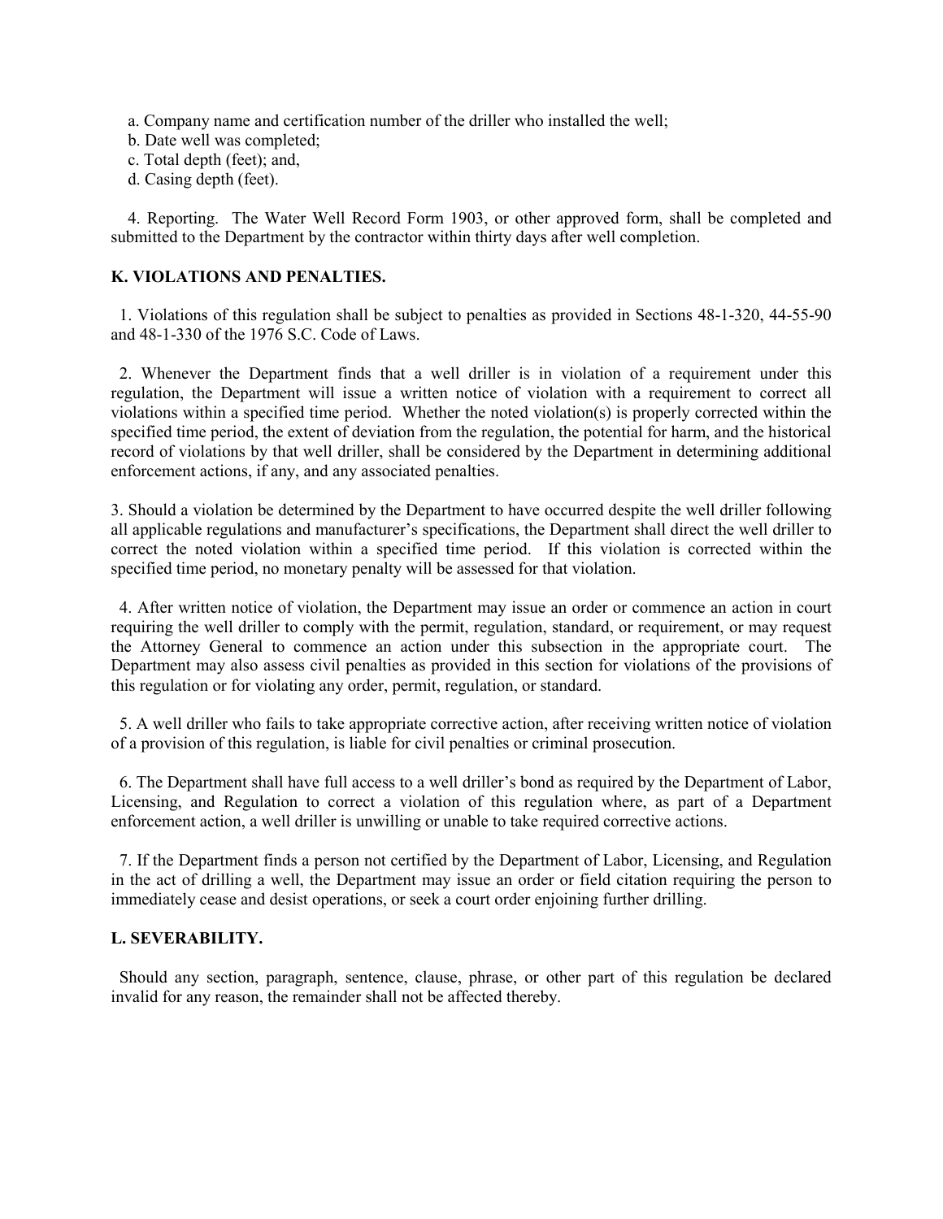a. Company name and certification number of the driller who installed the well;
b. Date well was completed;
c. Total depth (feet); and,
d. Casing depth (feet).

4. Reporting. The Water Well Record Form 1903, or other approved form, shall be completed and submitted to the Department by the contractor within thirty days after well completion.

**K. VIOLATIONS AND PENALTIES.**

1. Violations of this regulation shall be subject to penalties as provided in Sections 48-1-320, 44-55-90 and 48-1-330 of the 1976 S.C. Code of Laws.

2. Whenever the Department finds that a well driller is in violation of a requirement under this regulation, the Department will issue a written notice of violation with a requirement to correct all violations within a specified time period. Whether the noted violation(s) is properly corrected within the specified time period, the extent of deviation from the regulation, the potential for harm, and the historical record of violations by that well driller, shall be considered by the Department in determining additional enforcement actions, if any, and any associated penalties.

3. Should a violation be determined by the Department to have occurred despite the well driller following all applicable regulations and manufacturer's specifications, the Department shall direct the well driller to correct the noted violation within a specified time period. If this violation is corrected within the specified time period, no monetary penalty will be assessed for that violation.

4. After written notice of violation, the Department may issue an order or commence an action in court requiring the well driller to comply with the permit, regulation, standard, or requirement, or may request the Attorney General to commence an action under this subsection in the appropriate court. The Department may also assess civil penalties as provided in this section for violations of the provisions of this regulation or for violating any order, permit, regulation, or standard.

5. A well driller who fails to take appropriate corrective action, after receiving written notice of violation of a provision of this regulation, is liable for civil penalties or criminal prosecution.

6. The Department shall have full access to a well driller's bond as required by the Department of Labor, Licensing, and Regulation to correct a violation of this regulation where, as part of a Department enforcement action, a well driller is unwilling or unable to take required corrective actions.

7. If the Department finds a person not certified by the Department of Labor, Licensing, and Regulation in the act of drilling a well, the Department may issue an order or field citation requiring the person to immediately cease and desist operations, or seek a court order enjoining further drilling.

**L. SEVERABILITY.**

Should any section, paragraph, sentence, clause, phrase, or other part of this regulation be declared invalid for any reason, the remainder shall not be affected thereby.